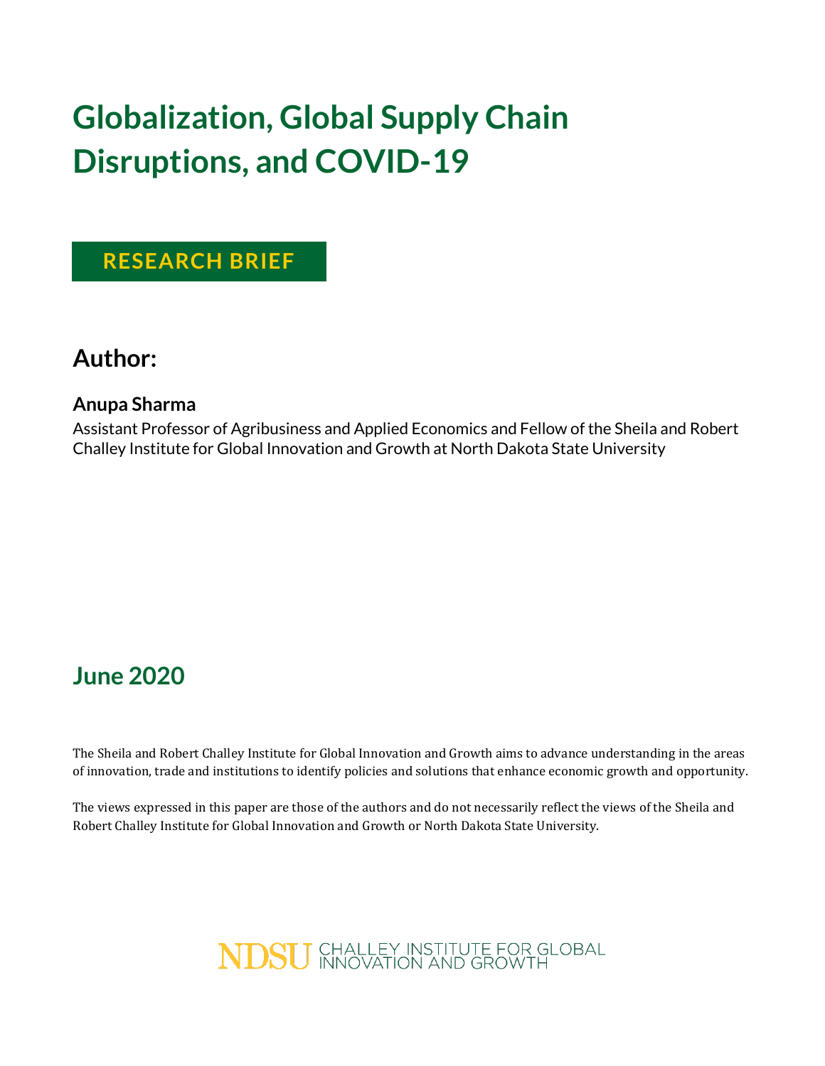# Globalization, Global Supply Chain Disruptions, and COVID-19

**RESEARCH BRIEF**

## Author:

**Anupa Sharma**

Assistant Professor of Agribusiness and Applied Economics and Fellow of the Sheila and Robert Challey Institute for Global Innovation and Growth at North Dakota State University

## June 2020

The Sheila and Robert Challey Institute for Global Innovation and Growth aims to advance understanding in the areas of innovation, trade and institutions to identify policies and solutions that enhance economic growth and opportunity.

The views expressed in this paper are those of the authors and do not necessarily reflect the views of the Sheila and Robert Challey Institute for Global Innovation and Growth or North Dakota State University.

NDSU CHALLEY INSTITUTE FOR GLOBAL INNOVATION AND GROWTH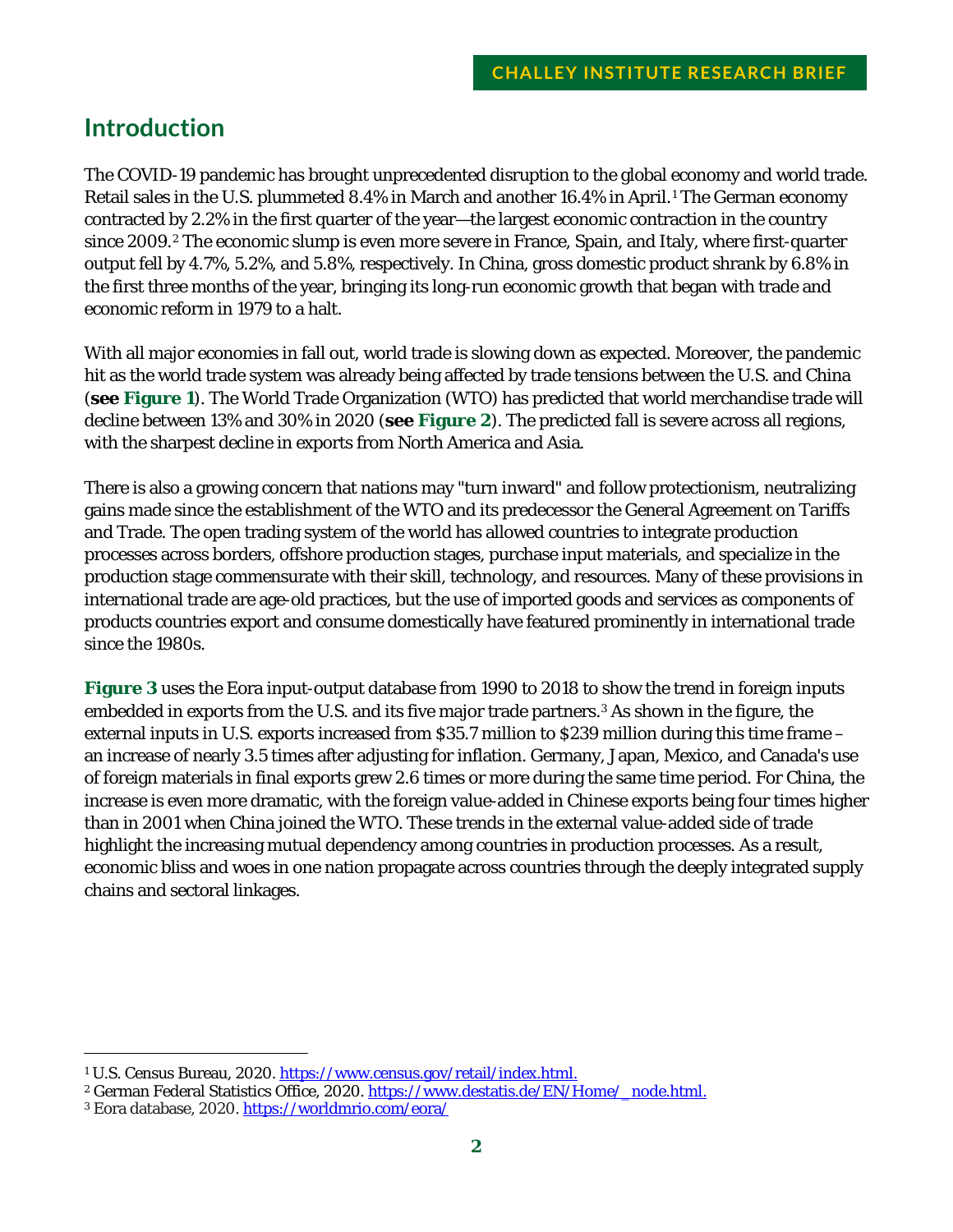## Introduction

The COVID-19 pandemic has brought unprecedented disruption to the global economy and world trade. Retail sales in the U.S. plummeted 8.4% in March and another 16.4% in April.[1] The German economy contracted by 2.2% in the first quarter of the year—the largest economic contraction in the country since 2009.[2] The economic slump is even more severe in France, Spain, and Italy, where first-quarter output fell by 4.7%, 5.2%, and 5.8%, respectively. In China, gross domestic product shrank by 6.8% in the first three months of the year, bringing its long-run economic growth that began with trade and economic reform in 1979 to a halt.

With all major economies in fall out, world trade is slowing down as expected. Moreover, the pandemic hit as the world trade system was already being affected by trade tensions between the U.S. and China (**see Figure 1**). The World Trade Organization (WTO) has predicted that world merchandise trade will decline between 13% and 30% in 2020 (**see Figure 2**). The predicted fall is severe across all regions, with the sharpest decline in exports from North America and Asia.

There is also a growing concern that nations may "turn inward" and follow protectionism, neutralizing gains made since the establishment of the WTO and its predecessor the General Agreement on Tariffs and Trade. The open trading system of the world has allowed countries to integrate production processes across borders, offshore production stages, purchase input materials, and specialize in the production stage commensurate with their skill, technology, and resources. Many of these provisions in international trade are age-old practices, but the use of imported goods and services as components of products countries export and consume domestically have featured prominently in international trade since the 1980s.

**Figure 3** uses the Eora input-output database from 1990 to 2018 to show the trend in foreign inputs embedded in exports from the U.S. and its five major trade partners.[3] As shown in the figure, the external inputs in U.S. exports increased from $35.7 million to $239 million during this time frame – an increase of nearly 3.5 times after adjusting for inflation. Germany, Japan, Mexico, and Canada's use of foreign materials in final exports grew 2.6 times or more during the same time period. For China, the increase is even more dramatic, with the foreign value-added in Chinese exports being four times higher than in 2001 when China joined the WTO. These trends in the external value-added side of trade highlight the increasing mutual dependency among countries in production processes. As a result, economic bliss and woes in one nation propagate across countries through the deeply integrated supply chains and sectoral linkages.

---

[1] U.S. Census Bureau, 2020. https://www.census.gov/retail/index.html.

[2] German Federal Statistics Office, 2020. https://www.destatis.de/EN/Home/_node.html.

[3] Eora database, 2020. https://worldmrio.com/eora/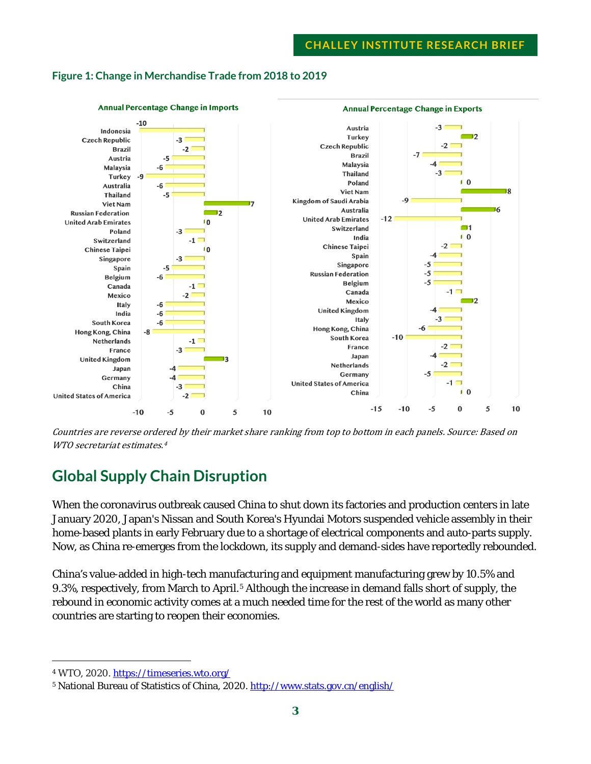**Figure 1: Change in Merchandise Trade from 2018 to 2019**

**Annual Percentage Change in Imports**

| Country | Change |
|---|---|
| Indonesia | -10 |
| Czech Republic | -3 |
| Brazil | -2 |
| Austria | -5 |
| Malaysia | -6 |
| Turkey | -9 |
| Australia | -6 |
| Thailand | -5 |
| Viet Nam | 7 |
| Russian Federation | 2 |
| United Arab Emirates | 0 |
| Poland | -3 |
| Switzerland | -1 |
| Chinese Taipei | 0 |
| Singapore | -3 |
| Spain | -5 |
| Belgium | -6 |
| Canada | -1 |
| Mexico | -2 |
| Italy | -6 |
| India | -6 |
| South Korea | -6 |
| Hong Kong, China | -8 |
| Netherlands | -1 |
| France | -3 |
| United Kingdom | 3 |
| Japan | -4 |
| Germany | -4 |
| China | -3 |
| United States of America | -2 |

**Annual Percentage Change in Exports**

| Country | Change |
|---|---|
| Austria | -3 |
| Turkey | 2 |
| Czech Republic | -2 |
| Brazil | -7 |
| Malaysia | -4 |
| Thailand | -3 |
| Poland | 0 |
| Viet Nam | 8 |
| Kingdom of Saudi Arabia | -9 |
| Australia | 6 |
| United Arab Emirates | -12 |
| Switzerland | 1 |
| India | 0 |
| Chinese Taipei | -2 |
| Spain | -4 |
| Singapore | -5 |
| Russian Federation | -5 |
| Belgium | -5 |
| Canada | -1 |
| Mexico | 2 |
| United Kingdom | -4 |
| Italy | -3 |
| Hong Kong, China | -6 |
| South Korea | -10 |
| France | -2 |
| Japan | -4 |
| Netherlands | -2 |
| Germany | -5 |
| United States of America | -1 |
| China | 0 |

*Countries are reverse ordered by their market share ranking from top to bottom in each panels. Source: Based on WTO secretariat estimates.[4]*

## Global Supply Chain Disruption

When the coronavirus outbreak caused China to shut down its factories and production centers in late January 2020, Japan's Nissan and South Korea's Hyundai Motors suspended vehicle assembly in their home-based plants in early February due to a shortage of electrical components and auto-parts supply. Now, as China re-emerges from the lockdown, its supply and demand-sides have reportedly rebounded.

China's value-added in high-tech manufacturing and equipment manufacturing grew by 10.5% and 9.3%, respectively, from March to April.[5] Although the increase in demand falls short of supply, the rebound in economic activity comes at a much needed time for the rest of the world as many other countries are starting to reopen their economies.

---

[4] WTO, 2020. https://timeseries.wto.org/

[5] National Bureau of Statistics of China, 2020. http://www.stats.gov.cn/english/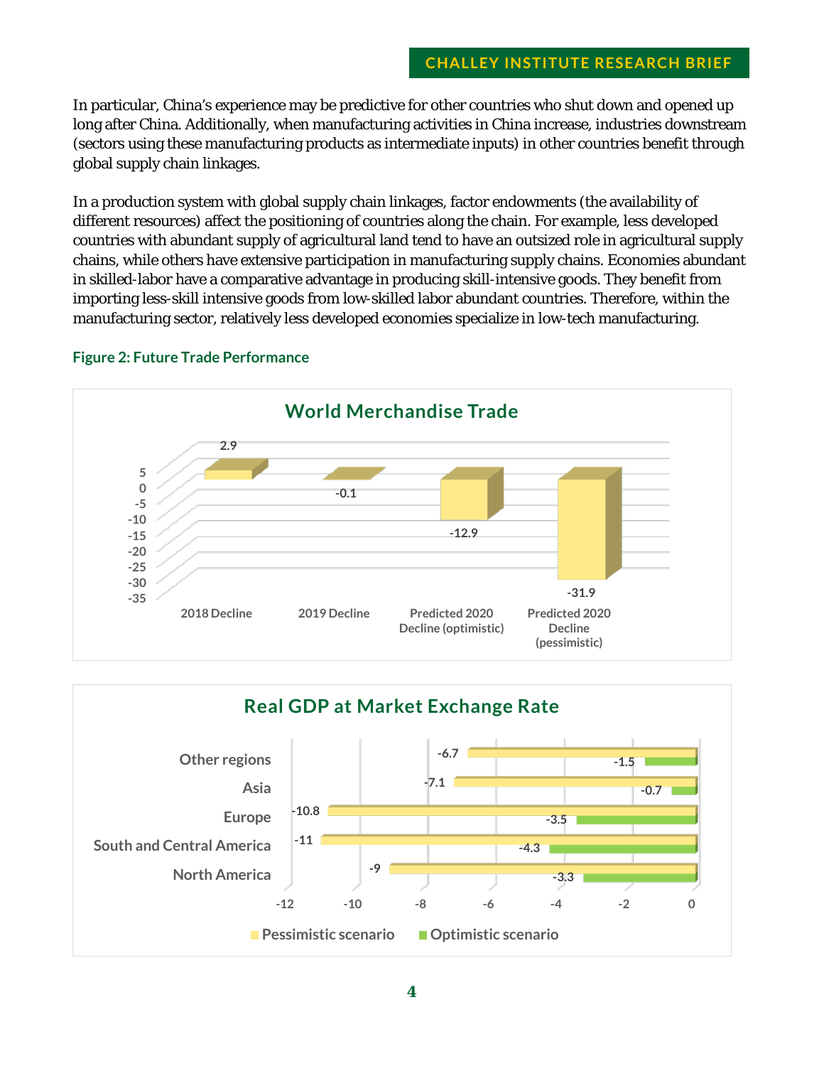In particular, China's experience may be predictive for other countries who shut down and opened up long after China. Additionally, when manufacturing activities in China increase, industries downstream (sectors using these manufacturing products as intermediate inputs) in other countries benefit through global supply chain linkages.

In a production system with global supply chain linkages, factor endowments (the availability of different resources) affect the positioning of countries along the chain. For example, less developed countries with abundant supply of agricultural land tend to have an outsized role in agricultural supply chains, while others have extensive participation in manufacturing supply chains. Economies abundant in skilled-labor have a comparative advantage in producing skill-intensive goods. They benefit from importing less-skill intensive goods from low-skilled labor abundant countries. Therefore, within the manufacturing sector, relatively less developed economies specialize in low-tech manufacturing.

**Figure 2: Future Trade Performance**

**World Merchandise Trade**

| | 2018 Decline | 2019 Decline | Predicted 2020 Decline (optimistic) | Predicted 2020 Decline (pessimistic) |
|---|---|---|---|---|
| World Merchandise Trade | 2.9 | -0.1 | -12.9 | -31.9 |

**Real GDP at Market Exchange Rate**

| Region | Pessimistic scenario | Optimistic scenario |
|---|---|---|
| Other regions | -6.7 | -1.5 |
| Asia | -7.1 | -0.7 |
| Europe | -10.8 | -3.5 |
| South and Central America | -11 | -4.3 |
| North America | -9 | -3.3 |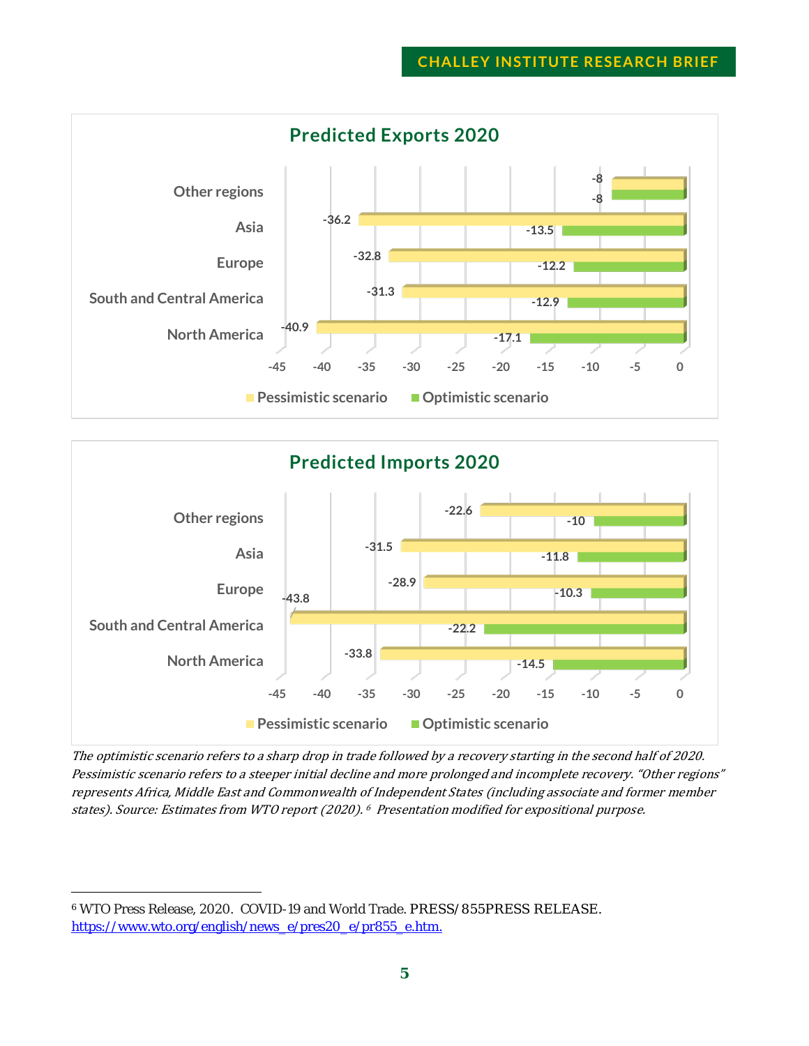## Predicted Exports 2020

| Region | Pessimistic scenario | Optimistic scenario |
|---|---|---|
| Other regions | -8 | -8 |
| Asia | -36.2 | -13.5 |
| Europe | -32.8 | -12.2 |
| South and Central America | -31.3 | -12.9 |
| North America | -40.9 | -17.1 |

## Predicted Imports 2020

| Region | Pessimistic scenario | Optimistic scenario |
|---|---|---|
| Other regions | -22.6 | -10 |
| Asia | -31.5 | -11.8 |
| Europe | -28.9 | -10.3 |
| South and Central America | -43.8 | -22.2 |
| North America | -33.8 | -14.5 |

*The optimistic scenario refers to a sharp drop in trade followed by a recovery starting in the second half of 2020. Pessimistic scenario refers to a steeper initial decline and more prolonged and incomplete recovery. "Other regions" represents Africa, Middle East and Commonwealth of Independent States (including associate and former member states). Source: Estimates from WTO report (2020).[6] Presentation modified for expositional purpose.*

---

[6] WTO Press Release, 2020. COVID-19 and World Trade. PRESS/855PRESS RELEASE. https://www.wto.org/english/news_e/pres20_e/pr855_e.htm.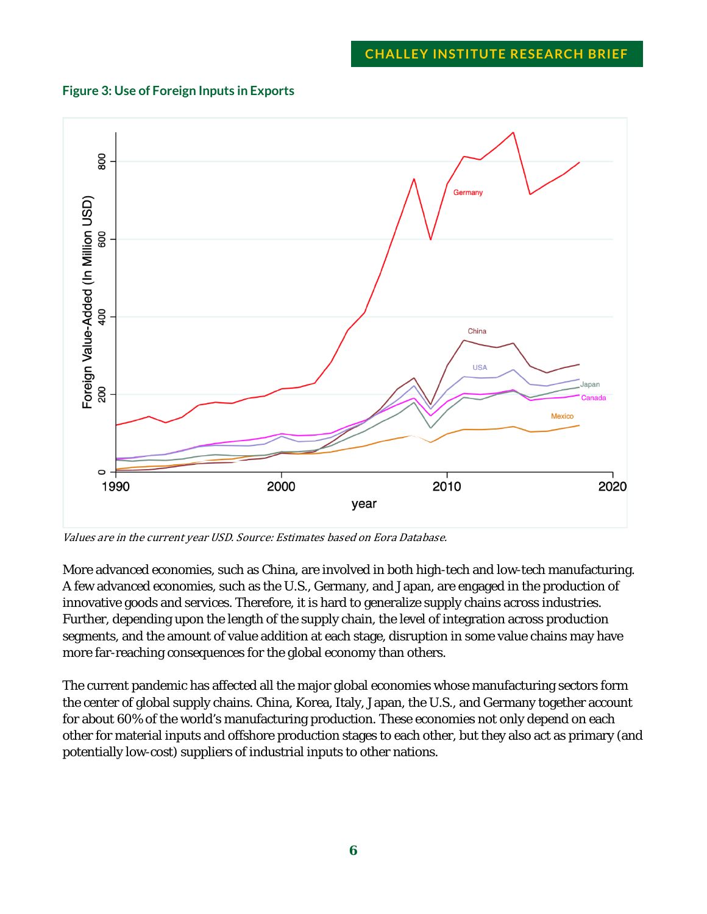**Figure 3: Use of Foreign Inputs in Exports**

*Values are in the current year USD. Source: Estimates based on Eora Database.*

More advanced economies, such as China, are involved in both high-tech and low-tech manufacturing. A few advanced economies, such as the U.S., Germany, and Japan, are engaged in the production of innovative goods and services. Therefore, it is hard to generalize supply chains across industries. Further, depending upon the length of the supply chain, the level of integration across production segments, and the amount of value addition at each stage, disruption in some value chains may have more far-reaching consequences for the global economy than others.

The current pandemic has affected all the major global economies whose manufacturing sectors form the center of global supply chains. China, Korea, Italy, Japan, the U.S., and Germany together account for about 60% of the world's manufacturing production. These economies not only depend on each other for material inputs and offshore production stages to each other, but they also act as primary (and potentially low-cost) suppliers of industrial inputs to other nations.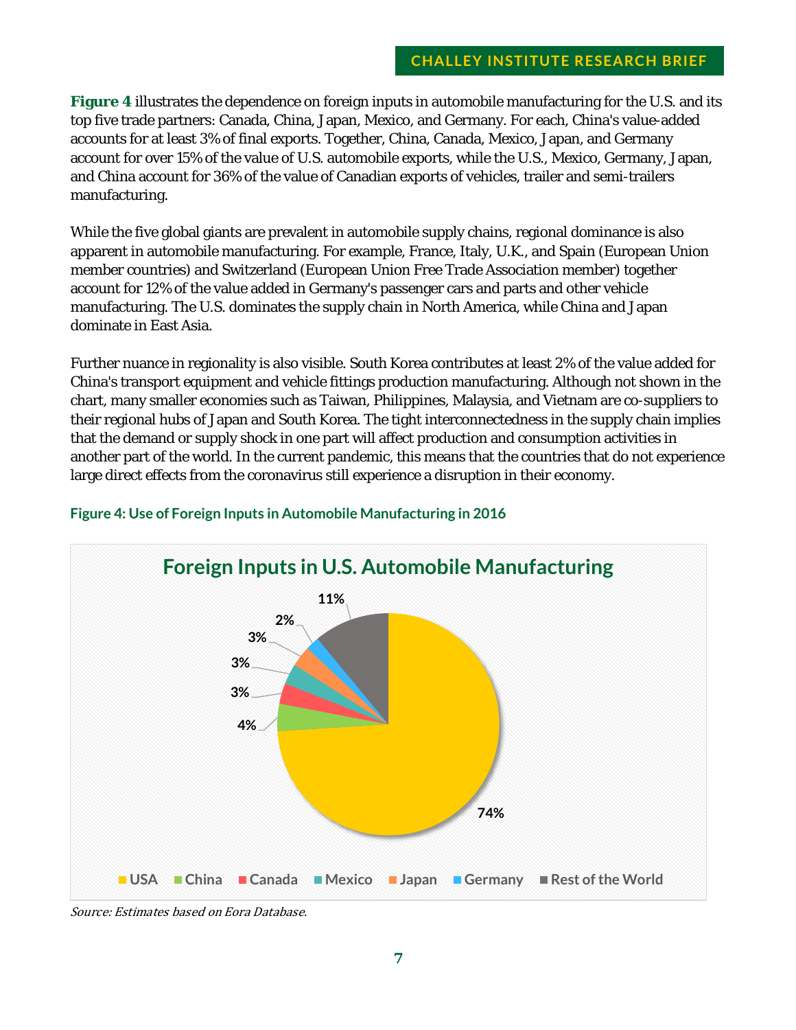**Figure 4** illustrates the dependence on foreign inputs in automobile manufacturing for the U.S. and its top five trade partners: Canada, China, Japan, Mexico, and Germany. For each, China's value-added accounts for at least 3% of final exports. Together, China, Canada, Mexico, Japan, and Germany account for over 15% of the value of U.S. automobile exports, while the U.S., Mexico, Germany, Japan, and China account for 36% of the value of Canadian exports of vehicles, trailer and semi-trailers manufacturing.

While the five global giants are prevalent in automobile supply chains, regional dominance is also apparent in automobile manufacturing. For example, France, Italy, U.K., and Spain (European Union member countries) and Switzerland (European Union Free Trade Association member) together account for 12% of the value added in Germany's passenger cars and parts and other vehicle manufacturing. The U.S. dominates the supply chain in North America, while China and Japan dominate in East Asia.

Further nuance in regionality is also visible. South Korea contributes at least 2% of the value added for China's transport equipment and vehicle fittings production manufacturing. Although not shown in the chart, many smaller economies such as Taiwan, Philippines, Malaysia, and Vietnam are co-suppliers to their regional hubs of Japan and South Korea. The tight interconnectedness in the supply chain implies that the demand or supply shock in one part will affect production and consumption activities in another part of the world. In the current pandemic, this means that the countries that do not experience large direct effects from the coronavirus still experience a disruption in their economy.

**Figure 4: Use of Foreign Inputs in Automobile Manufacturing in 2016**

**Foreign Inputs in U.S. Automobile Manufacturing**

| Country | Share |
|---|---|
| USA | 74% |
| China | 4% |
| Canada | 3% |
| Mexico | 3% |
| Japan | 3% |
| Germany | 2% |
| Rest of the World | 11% |

*Source: Estimates based on Eora Database.*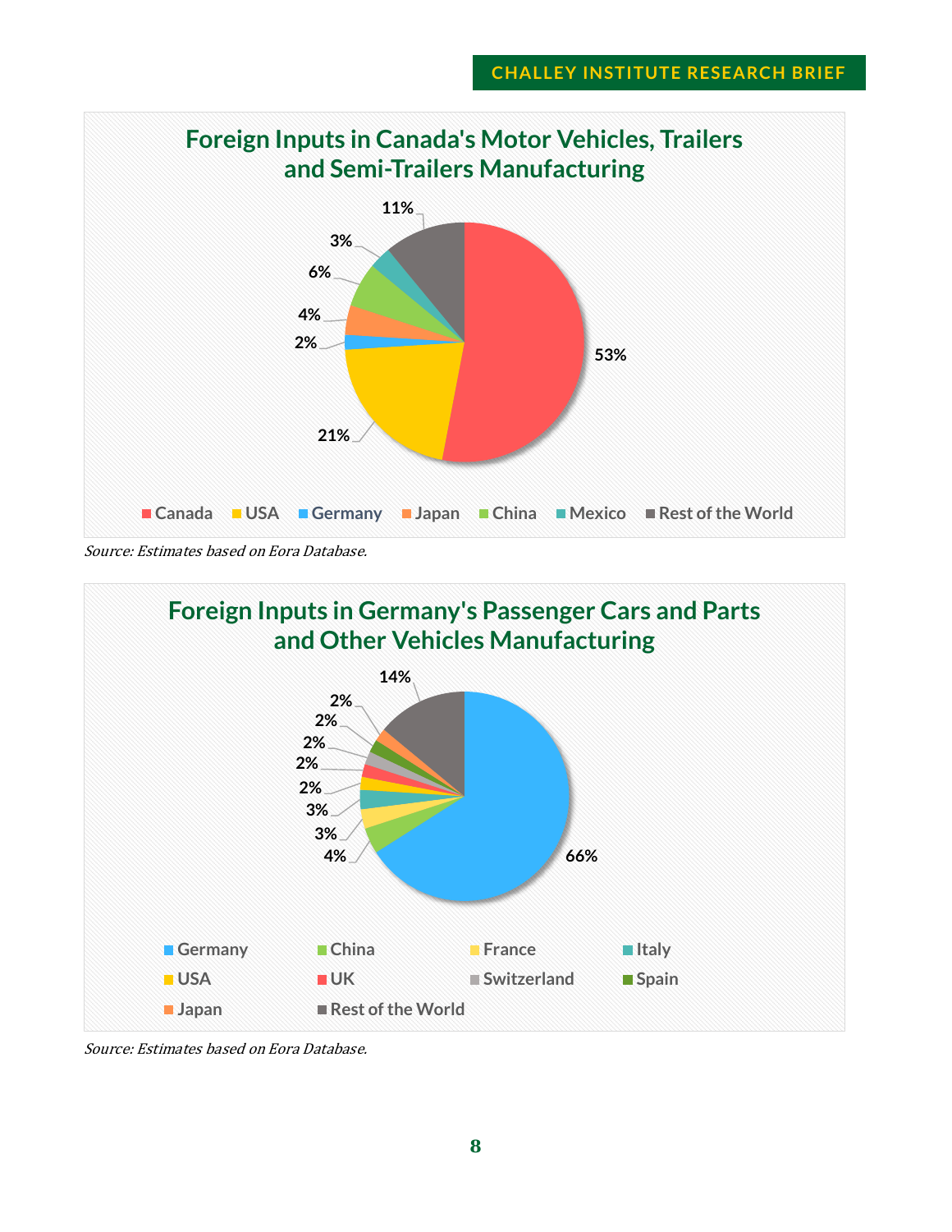## Foreign Inputs in Canada's Motor Vehicles, Trailers and Semi-Trailers Manufacturing

| Source | Share |
|---|---|
| Canada | 53% |
| USA | 21% |
| Germany | 2% |
| Japan | 4% |
| China | 6% |
| Mexico | 3% |
| Rest of the World | 11% |

*Source: Estimates based on Eora Database.*

## Foreign Inputs in Germany's Passenger Cars and Parts and Other Vehicles Manufacturing

| Source | Share |
|---|---|
| Germany | 66% |
| China | 4% |
| France | 3% |
| Italy | 3% |
| USA | 2% |
| UK | 2% |
| Switzerland | 2% |
| Spain | 2% |
| Japan | 2% |
| Rest of the World | 14% |

*Source: Estimates based on Eora Database.*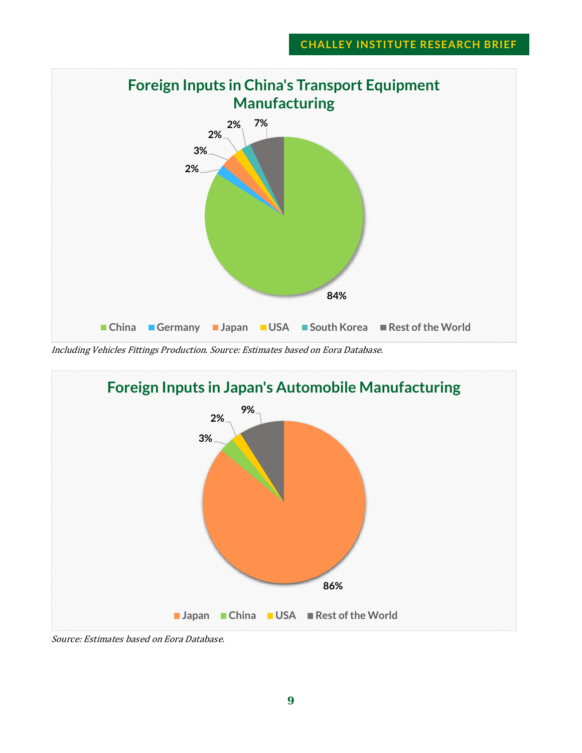**Foreign Inputs in China's Transport Equipment Manufacturing**

| Source | Share |
|---|---|
| China | 84% |
| Germany | 2% |
| Japan | 3% |
| USA | 2% |
| South Korea | 2% |
| Rest of the World | 7% |

*Including Vehicles Fittings Production. Source: Estimates based on Eora Database.*

**Foreign Inputs in Japan's Automobile Manufacturing**

| Source | Share |
|---|---|
| Japan | 86% |
| China | 3% |
| USA | 2% |
| Rest of the World | 9% |

*Source: Estimates based on Eora Database.*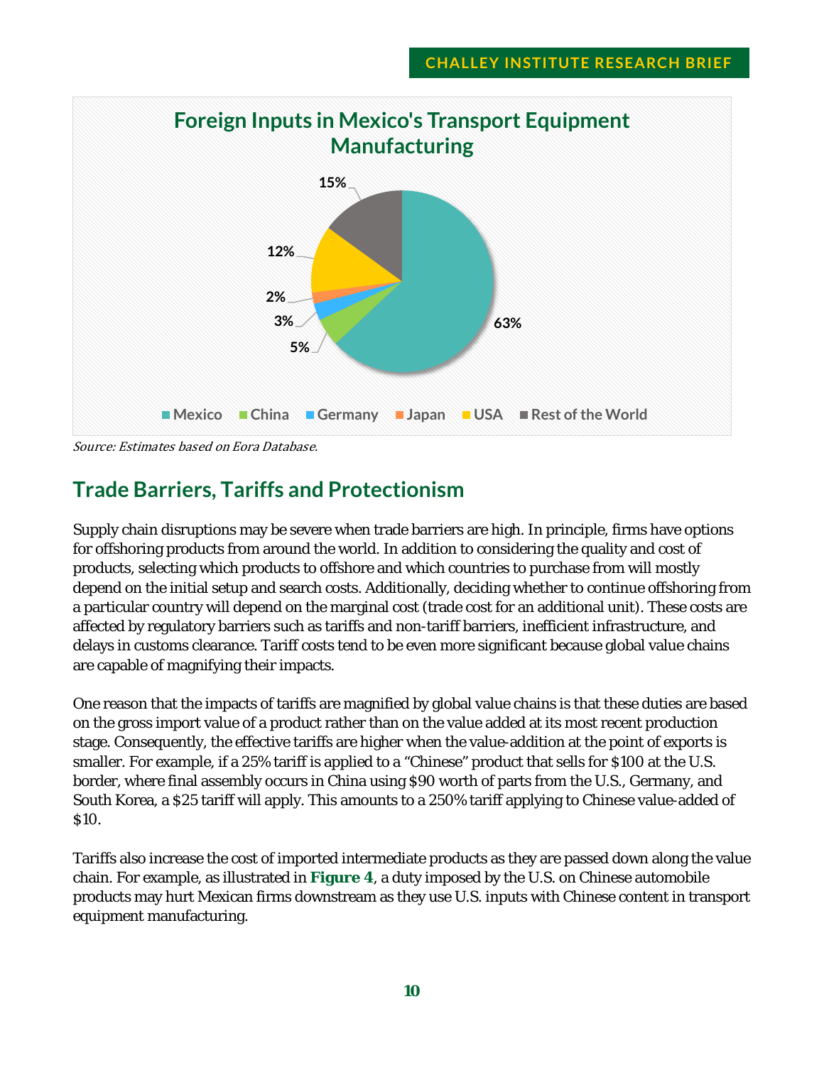**Foreign Inputs in Mexico's Transport Equipment Manufacturing**

| Source | Share |
|---|---|
| Mexico | 63% |
| China | 5% |
| Germany | 3% |
| Japan | 2% |
| USA | 12% |
| Rest of the World | 15% |

*Source: Estimates based on Eora Database.*

## Trade Barriers, Tariffs and Protectionism

Supply chain disruptions may be severe when trade barriers are high. In principle, firms have options for offshoring products from around the world. In addition to considering the quality and cost of products, selecting which products to offshore and which countries to purchase from will mostly depend on the initial setup and search costs. Additionally, deciding whether to continue offshoring from a particular country will depend on the marginal cost (trade cost for an additional unit). These costs are affected by regulatory barriers such as tariffs and non-tariff barriers, inefficient infrastructure, and delays in customs clearance. Tariff costs tend to be even more significant because global value chains are capable of magnifying their impacts.

One reason that the impacts of tariffs are magnified by global value chains is that these duties are based on the gross import value of a product rather than on the value added at its most recent production stage. Consequently, the effective tariffs are higher when the value-addition at the point of exports is smaller. For example, if a 25% tariff is applied to a "Chinese" product that sells for $100 at the U.S. border, where final assembly occurs in China using $90 worth of parts from the U.S., Germany, and South Korea, a $25 tariff will apply. This amounts to a 250% tariff applying to Chinese value-added of $10.

Tariffs also increase the cost of imported intermediate products as they are passed down along the value chain. For example, as illustrated in **Figure 4**, a duty imposed by the U.S. on Chinese automobile products may hurt Mexican firms downstream as they use U.S. inputs with Chinese content in transport equipment manufacturing.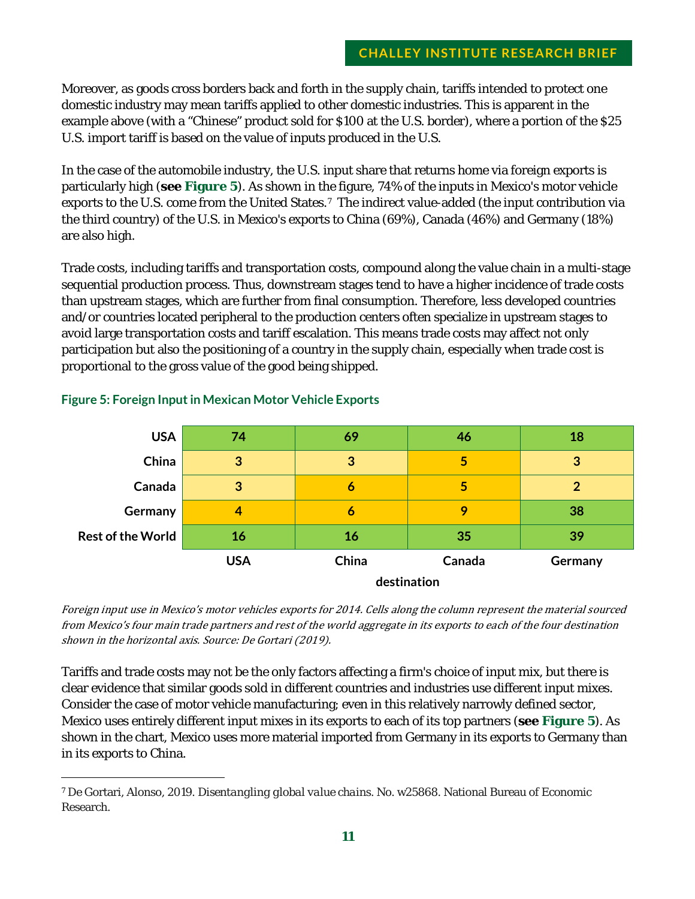Moreover, as goods cross borders back and forth in the supply chain, tariffs intended to protect one domestic industry may mean tariffs applied to other domestic industries. This is apparent in the example above (with a "Chinese" product sold for $100 at the U.S. border), where a portion of the $25 U.S. import tariff is based on the value of inputs produced in the U.S.

In the case of the automobile industry, the U.S. input share that returns home via foreign exports is particularly high (**see Figure 5**). As shown in the figure, 74% of the inputs in Mexico's motor vehicle exports to the U.S. come from the United States.[7] The indirect value-added (the input contribution via the third country) of the U.S. in Mexico's exports to China (69%), Canada (46%) and Germany (18%) are also high.

Trade costs, including tariffs and transportation costs, compound along the value chain in a multi-stage sequential production process. Thus, downstream stages tend to have a higher incidence of trade costs than upstream stages, which are further from final consumption. Therefore, less developed countries and/or countries located peripheral to the production centers often specialize in upstream stages to avoid large transportation costs and tariff escalation. This means trade costs may affect not only participation but also the positioning of a country in the supply chain, especially when trade cost is proportional to the gross value of the good being shipped.

**Figure 5: Foreign Input in Mexican Motor Vehicle Exports**

| | USA | China | Canada | Germany |
|---|---|---|---|---|
| **USA** | 74 | 69 | 46 | 18 |
| **China** | 3 | 3 | 5 | 3 |
| **Canada** | 3 | 6 | 5 | 2 |
| **Germany** | 4 | 6 | 9 | 38 |
| **Rest of the World** | 16 | 16 | 35 | 39 |

destination

*Foreign input use in Mexico's motor vehicles exports for 2014. Cells along the column represent the material sourced from Mexico's four main trade partners and rest of the world aggregate in its exports to each of the four destination shown in the horizontal axis. Source: De Gortari (2019).*

Tariffs and trade costs may not be the only factors affecting a firm's choice of input mix, but there is clear evidence that similar goods sold in different countries and industries use different input mixes. Consider the case of motor vehicle manufacturing; even in this relatively narrowly defined sector, Mexico uses entirely different input mixes in its exports to each of its top partners (**see Figure 5**). As shown in the chart, Mexico uses more material imported from Germany in its exports to Germany than in its exports to China.

---

[7] De Gortari, Alonso, 2019. *Disentangling global value chains*. No. w25868. National Bureau of Economic Research.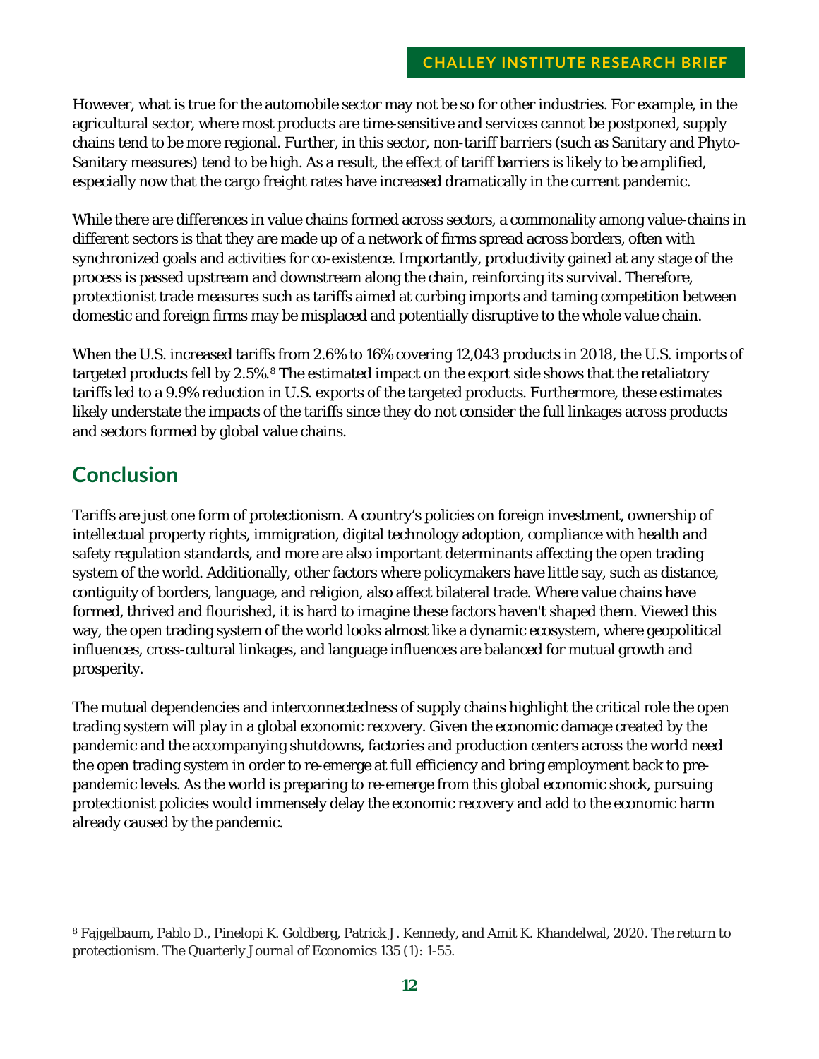However, what is true for the automobile sector may not be so for other industries. For example, in the agricultural sector, where most products are time-sensitive and services cannot be postponed, supply chains tend to be more regional. Further, in this sector, non-tariff barriers (such as Sanitary and Phyto-Sanitary measures) tend to be high. As a result, the effect of tariff barriers is likely to be amplified, especially now that the cargo freight rates have increased dramatically in the current pandemic.

While there are differences in value chains formed across sectors, a commonality among value-chains in different sectors is that they are made up of a network of firms spread across borders, often with synchronized goals and activities for co-existence. Importantly, productivity gained at any stage of the process is passed upstream and downstream along the chain, reinforcing its survival. Therefore, protectionist trade measures such as tariffs aimed at curbing imports and taming competition between domestic and foreign firms may be misplaced and potentially disruptive to the whole value chain.

When the U.S. increased tariffs from 2.6% to 16% covering 12,043 products in 2018, the U.S. imports of targeted products fell by 2.5%.[8] The estimated impact on the export side shows that the retaliatory tariffs led to a 9.9% reduction in U.S. exports of the targeted products. Furthermore, these estimates likely understate the impacts of the tariffs since they do not consider the full linkages across products and sectors formed by global value chains.

## Conclusion

Tariffs are just one form of protectionism. A country's policies on foreign investment, ownership of intellectual property rights, immigration, digital technology adoption, compliance with health and safety regulation standards, and more are also important determinants affecting the open trading system of the world. Additionally, other factors where policymakers have little say, such as distance, contiguity of borders, language, and religion, also affect bilateral trade. Where value chains have formed, thrived and flourished, it is hard to imagine these factors haven't shaped them. Viewed this way, the open trading system of the world looks almost like a dynamic ecosystem, where geopolitical influences, cross-cultural linkages, and language influences are balanced for mutual growth and prosperity.

The mutual dependencies and interconnectedness of supply chains highlight the critical role the open trading system will play in a global economic recovery. Given the economic damage created by the pandemic and the accompanying shutdowns, factories and production centers across the world need the open trading system in order to re-emerge at full efficiency and bring employment back to pre-pandemic levels. As the world is preparing to re-emerge from this global economic shock, pursuing protectionist policies would immensely delay the economic recovery and add to the economic harm already caused by the pandemic.

---

[8] Fajgelbaum, Pablo D., Pinelopi K. Goldberg, Patrick J. Kennedy, and Amit K. Khandelwal, 2020. *The return to protectionism.* The Quarterly Journal of Economics 135 (1): 1-55.